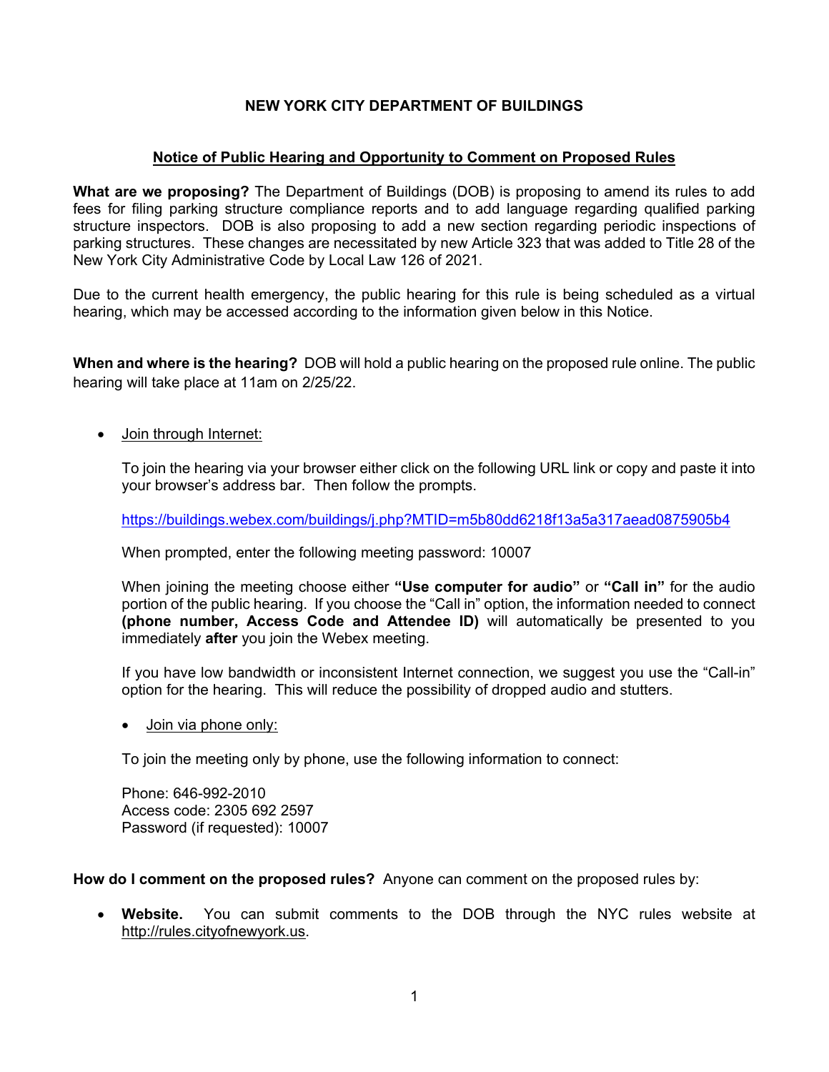# NEW YORK CITY DEPARTMENT OF BUILDINGS

## Notice of Public Hearing and Opportunity to Comment on Proposed Rules

**What are we proposing?** The Department of Buildings (DOB) is proposing to amend its rules to add fees for filing parking structure compliance reports and to add language regarding qualified parking structure inspectors. DOB is also proposing to add a new section regarding periodic inspections of parking structures. These changes are necessitated by new Article 323 that was added to Title 28 of the New York City Administrative Code by Local Law 126 of 2021.

Due to the current health emergency, the public hearing for this rule is being scheduled as a virtual hearing, which may be accessed according to the information given below in this Notice.

**When and where is the hearing?** DOB will hold a public hearing on the proposed rule online. The public hearing will take place at 11am on 2/25/22.

- Join through Internet:

  To join the hearing via your browser either click on the following URL link or copy and paste it into your browser's address bar. Then follow the prompts.

  https://buildings.webex.com/buildings/j.php?MTID=m5b80dd6218f13a5a317aead0875905b4

  When prompted, enter the following meeting password: 10007

  When joining the meeting choose either **"Use computer for audio"** or **"Call in"** for the audio portion of the public hearing. If you choose the "Call in" option, the information needed to connect **(phone number, Access Code and Attendee ID)** will automatically be presented to you immediately **after** you join the Webex meeting.

  If you have low bandwidth or inconsistent Internet connection, we suggest you use the "Call-in" option for the hearing. This will reduce the possibility of dropped audio and stutters.

- Join via phone only:

  To join the meeting only by phone, use the following information to connect:

  Phone: 646-992-2010
  Access code: 2305 692 2597
  Password (if requested): 10007

**How do I comment on the proposed rules?** Anyone can comment on the proposed rules by:

- **Website.** You can submit comments to the DOB through the NYC rules website at http://rules.cityofnewyork.us.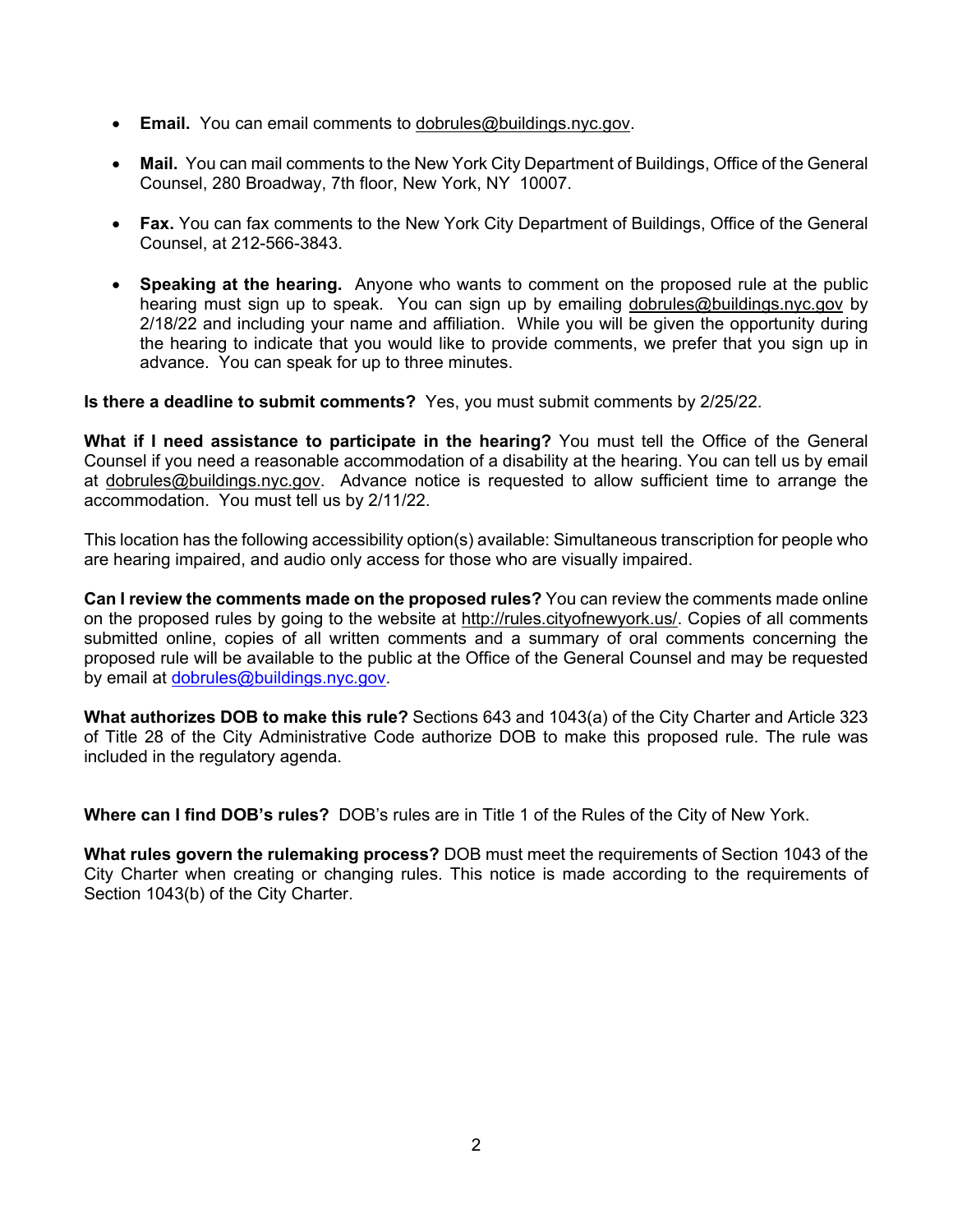- **Email.** You can email comments to dobrules@buildings.nyc.gov.

- **Mail.** You can mail comments to the New York City Department of Buildings, Office of the General Counsel, 280 Broadway, 7th floor, New York, NY 10007.

- **Fax.** You can fax comments to the New York City Department of Buildings, Office of the General Counsel, at 212-566-3843.

- **Speaking at the hearing.** Anyone who wants to comment on the proposed rule at the public hearing must sign up to speak. You can sign up by emailing dobrules@buildings.nyc.gov by 2/18/22 and including your name and affiliation. While you will be given the opportunity during the hearing to indicate that you would like to provide comments, we prefer that you sign up in advance. You can speak for up to three minutes.

**Is there a deadline to submit comments?** Yes, you must submit comments by 2/25/22.

**What if I need assistance to participate in the hearing?** You must tell the Office of the General Counsel if you need a reasonable accommodation of a disability at the hearing. You can tell us by email at dobrules@buildings.nyc.gov. Advance notice is requested to allow sufficient time to arrange the accommodation. You must tell us by 2/11/22.

This location has the following accessibility option(s) available: Simultaneous transcription for people who are hearing impaired, and audio only access for those who are visually impaired.

**Can I review the comments made on the proposed rules?** You can review the comments made online on the proposed rules by going to the website at http://rules.cityofnewyork.us/. Copies of all comments submitted online, copies of all written comments and a summary of oral comments concerning the proposed rule will be available to the public at the Office of the General Counsel and may be requested by email at dobrules@buildings.nyc.gov.

**What authorizes DOB to make this rule?** Sections 643 and 1043(a) of the City Charter and Article 323 of Title 28 of the City Administrative Code authorize DOB to make this proposed rule. The rule was included in the regulatory agenda.

**Where can I find DOB's rules?** DOB's rules are in Title 1 of the Rules of the City of New York.

**What rules govern the rulemaking process?** DOB must meet the requirements of Section 1043 of the City Charter when creating or changing rules. This notice is made according to the requirements of Section 1043(b) of the City Charter.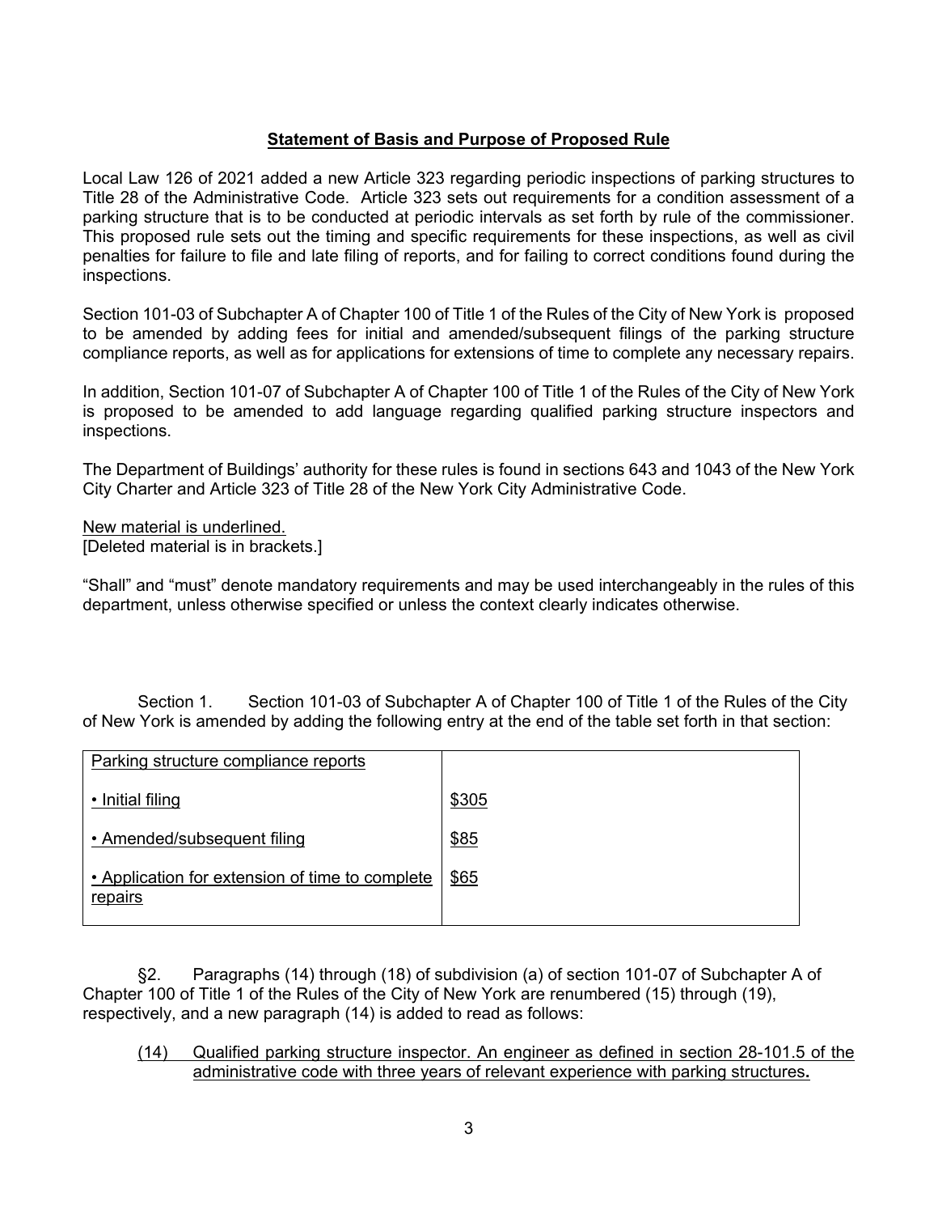## Statement of Basis and Purpose of Proposed Rule

Local Law 126 of 2021 added a new Article 323 regarding periodic inspections of parking structures to Title 28 of the Administrative Code. Article 323 sets out requirements for a condition assessment of a parking structure that is to be conducted at periodic intervals as set forth by rule of the commissioner. This proposed rule sets out the timing and specific requirements for these inspections, as well as civil penalties for failure to file and late filing of reports, and for failing to correct conditions found during the inspections.

Section 101-03 of Subchapter A of Chapter 100 of Title 1 of the Rules of the City of New York is proposed to be amended by adding fees for initial and amended/subsequent filings of the parking structure compliance reports, as well as for applications for extensions of time to complete any necessary repairs.

In addition, Section 101-07 of Subchapter A of Chapter 100 of Title 1 of the Rules of the City of New York is proposed to be amended to add language regarding qualified parking structure inspectors and inspections.

The Department of Buildings' authority for these rules is found in sections 643 and 1043 of the New York City Charter and Article 323 of Title 28 of the New York City Administrative Code.

New material is underlined.
[Deleted material is in brackets.]

"Shall" and "must" denote mandatory requirements and may be used interchangeably in the rules of this department, unless otherwise specified or unless the context clearly indicates otherwise.

Section 1. Section 101-03 of Subchapter A of Chapter 100 of Title 1 of the Rules of the City of New York is amended by adding the following entry at the end of the table set forth in that section:

| Parking structure compliance reports | |
|---|---|
| • Initial filing | $305 |
| • Amended/subsequent filing | $85 |
| • Application for extension of time to complete repairs | $65 |

§2. Paragraphs (14) through (18) of subdivision (a) of section 101-07 of Subchapter A of Chapter 100 of Title 1 of the Rules of the City of New York are renumbered (15) through (19), respectively, and a new paragraph (14) is added to read as follows:

(14) Qualified parking structure inspector. An engineer as defined in section 28-101.5 of the administrative code with three years of relevant experience with parking structures.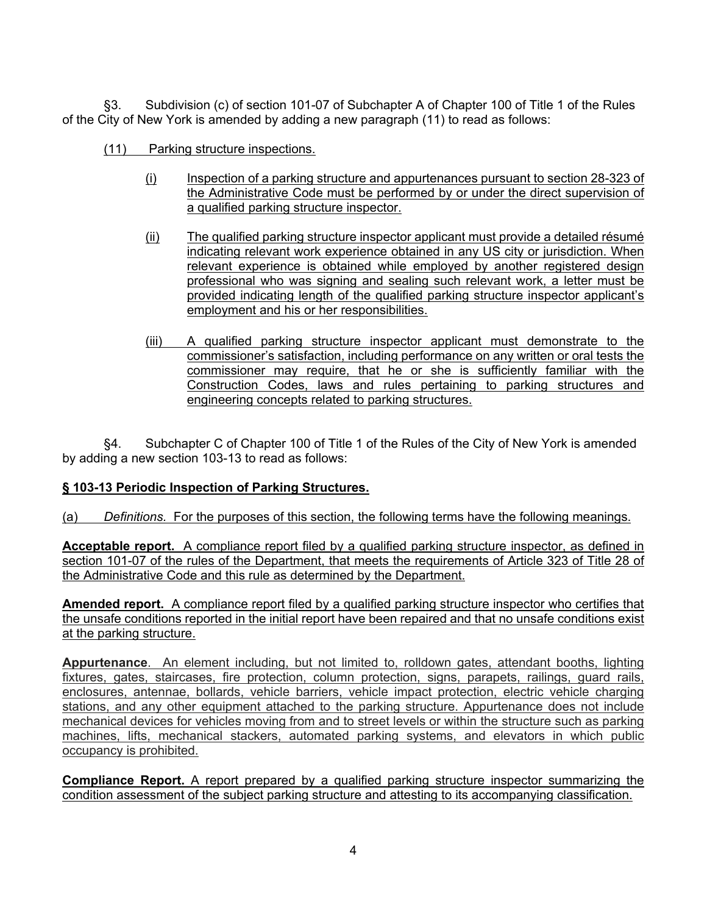§3. Subdivision (c) of section 101-07 of Subchapter A of Chapter 100 of Title 1 of the Rules of the City of New York is amended by adding a new paragraph (11) to read as follows:

(11) Parking structure inspections.

(i) Inspection of a parking structure and appurtenances pursuant to section 28-323 of the Administrative Code must be performed by or under the direct supervision of a qualified parking structure inspector.

(ii) The qualified parking structure inspector applicant must provide a detailed résumé indicating relevant work experience obtained in any US city or jurisdiction. When relevant experience is obtained while employed by another registered design professional who was signing and sealing such relevant work, a letter must be provided indicating length of the qualified parking structure inspector applicant's employment and his or her responsibilities.

(iii) A qualified parking structure inspector applicant must demonstrate to the commissioner's satisfaction, including performance on any written or oral tests the commissioner may require, that he or she is sufficiently familiar with the Construction Codes, laws and rules pertaining to parking structures and engineering concepts related to parking structures.

§4. Subchapter C of Chapter 100 of Title 1 of the Rules of the City of New York is amended by adding a new section 103-13 to read as follows:

**§ 103-13 Periodic Inspection of Parking Structures.**

(a) *Definitions.* For the purposes of this section, the following terms have the following meanings.

**Acceptable report.** A compliance report filed by a qualified parking structure inspector, as defined in section 101-07 of the rules of the Department, that meets the requirements of Article 323 of Title 28 of the Administrative Code and this rule as determined by the Department.

**Amended report.** A compliance report filed by a qualified parking structure inspector who certifies that the unsafe conditions reported in the initial report have been repaired and that no unsafe conditions exist at the parking structure.

**Appurtenance**. An element including, but not limited to, rolldown gates, attendant booths, lighting fixtures, gates, staircases, fire protection, column protection, signs, parapets, railings, guard rails, enclosures, antennae, bollards, vehicle barriers, vehicle impact protection, electric vehicle charging stations, and any other equipment attached to the parking structure. Appurtenance does not include mechanical devices for vehicles moving from and to street levels or within the structure such as parking machines, lifts, mechanical stackers, automated parking systems, and elevators in which public occupancy is prohibited.

**Compliance Report.** A report prepared by a qualified parking structure inspector summarizing the condition assessment of the subject parking structure and attesting to its accompanying classification.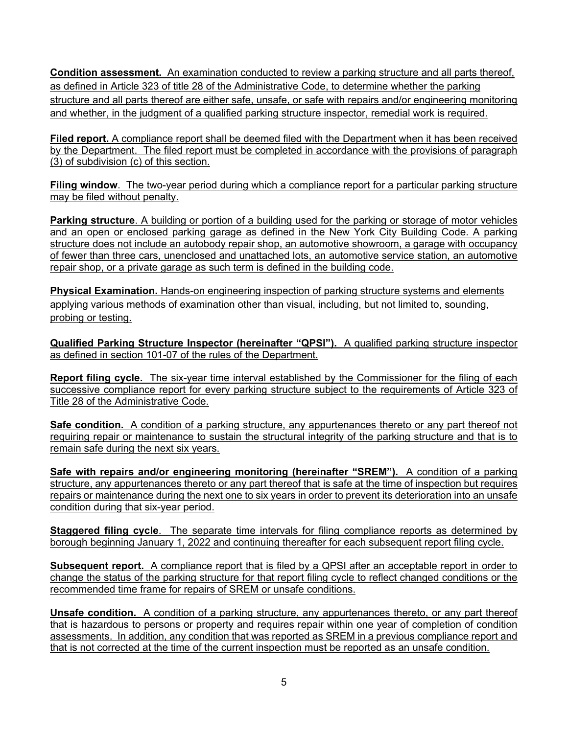**Condition assessment.** An examination conducted to review a parking structure and all parts thereof, as defined in Article 323 of title 28 of the Administrative Code, to determine whether the parking structure and all parts thereof are either safe, unsafe, or safe with repairs and/or engineering monitoring and whether, in the judgment of a qualified parking structure inspector, remedial work is required.

**Filed report.** A compliance report shall be deemed filed with the Department when it has been received by the Department. The filed report must be completed in accordance with the provisions of paragraph (3) of subdivision (c) of this section.

**Filing window**. The two-year period during which a compliance report for a particular parking structure may be filed without penalty.

**Parking structure**. A building or portion of a building used for the parking or storage of motor vehicles and an open or enclosed parking garage as defined in the New York City Building Code. A parking structure does not include an autobody repair shop, an automotive showroom, a garage with occupancy of fewer than three cars, unenclosed and unattached lots, an automotive service station, an automotive repair shop, or a private garage as such term is defined in the building code.

**Physical Examination.** Hands-on engineering inspection of parking structure systems and elements applying various methods of examination other than visual, including, but not limited to, sounding, probing or testing.

**Qualified Parking Structure Inspector (hereinafter "QPSI").** A qualified parking structure inspector as defined in section 101-07 of the rules of the Department.

**Report filing cycle.** The six-year time interval established by the Commissioner for the filing of each successive compliance report for every parking structure subject to the requirements of Article 323 of Title 28 of the Administrative Code.

**Safe condition.** A condition of a parking structure, any appurtenances thereto or any part thereof not requiring repair or maintenance to sustain the structural integrity of the parking structure and that is to remain safe during the next six years.

**Safe with repairs and/or engineering monitoring (hereinafter "SREM").** A condition of a parking structure, any appurtenances thereto or any part thereof that is safe at the time of inspection but requires repairs or maintenance during the next one to six years in order to prevent its deterioration into an unsafe condition during that six-year period.

**Staggered filing cycle**. The separate time intervals for filing compliance reports as determined by borough beginning January 1, 2022 and continuing thereafter for each subsequent report filing cycle.

**Subsequent report.** A compliance report that is filed by a QPSI after an acceptable report in order to change the status of the parking structure for that report filing cycle to reflect changed conditions or the recommended time frame for repairs of SREM or unsafe conditions.

**Unsafe condition.** A condition of a parking structure, any appurtenances thereto, or any part thereof that is hazardous to persons or property and requires repair within one year of completion of condition assessments. In addition, any condition that was reported as SREM in a previous compliance report and that is not corrected at the time of the current inspection must be reported as an unsafe condition.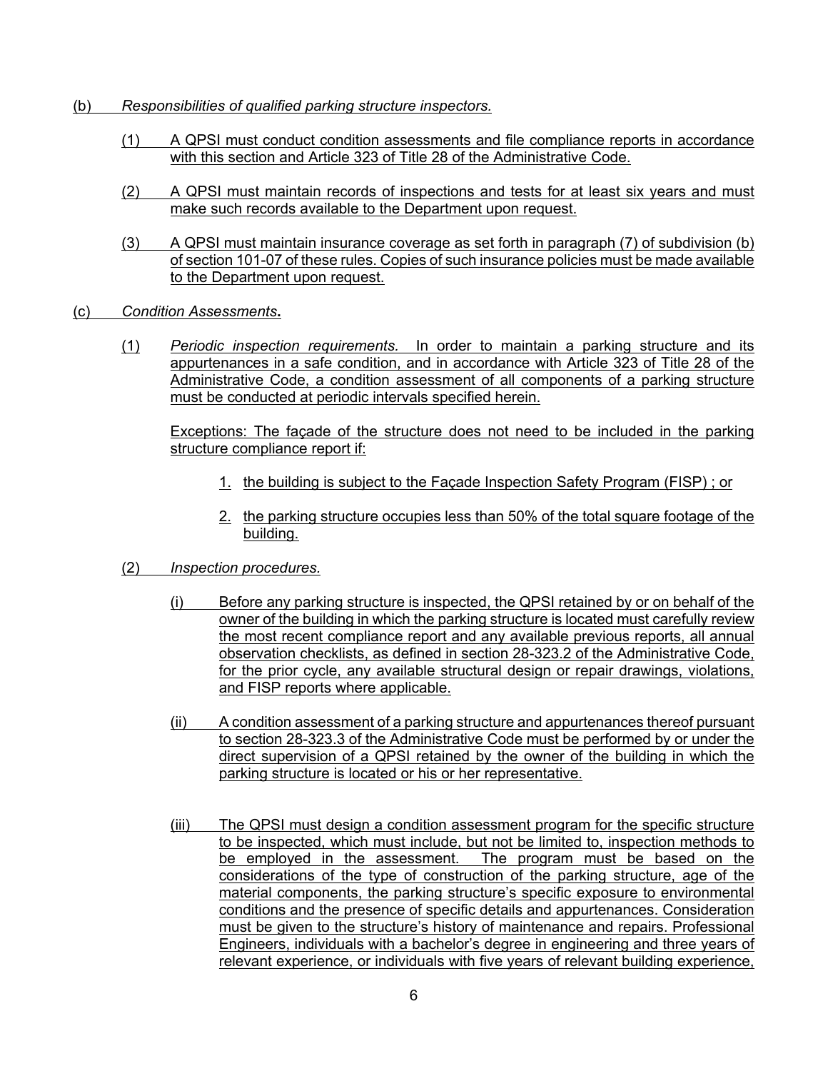(b) *Responsibilities of qualified parking structure inspectors.*

(1) A QPSI must conduct condition assessments and file compliance reports in accordance with this section and Article 323 of Title 28 of the Administrative Code.

(2) A QPSI must maintain records of inspections and tests for at least six years and must make such records available to the Department upon request.

(3) A QPSI must maintain insurance coverage as set forth in paragraph (7) of subdivision (b) of section 101-07 of these rules. Copies of such insurance policies must be made available to the Department upon request.

(c) *Condition Assessments***.**

(1) *Periodic inspection requirements.* In order to maintain a parking structure and its appurtenances in a safe condition, and in accordance with Article 323 of Title 28 of the Administrative Code, a condition assessment of all components of a parking structure must be conducted at periodic intervals specified herein.

Exceptions: The façade of the structure does not need to be included in the parking structure compliance report if:

1. the building is subject to the Façade Inspection Safety Program (FISP) ; or
2. the parking structure occupies less than 50% of the total square footage of the building.

(2) *Inspection procedures.*

(i) Before any parking structure is inspected, the QPSI retained by or on behalf of the owner of the building in which the parking structure is located must carefully review the most recent compliance report and any available previous reports, all annual observation checklists, as defined in section 28-323.2 of the Administrative Code, for the prior cycle, any available structural design or repair drawings, violations, and FISP reports where applicable.

(ii) A condition assessment of a parking structure and appurtenances thereof pursuant to section 28-323.3 of the Administrative Code must be performed by or under the direct supervision of a QPSI retained by the owner of the building in which the parking structure is located or his or her representative.

(iii) The QPSI must design a condition assessment program for the specific structure to be inspected, which must include, but not be limited to, inspection methods to be employed in the assessment. The program must be based on the considerations of the type of construction of the parking structure, age of the material components, the parking structure's specific exposure to environmental conditions and the presence of specific details and appurtenances. Consideration must be given to the structure's history of maintenance and repairs. Professional Engineers, individuals with a bachelor's degree in engineering and three years of relevant experience, or individuals with five years of relevant building experience,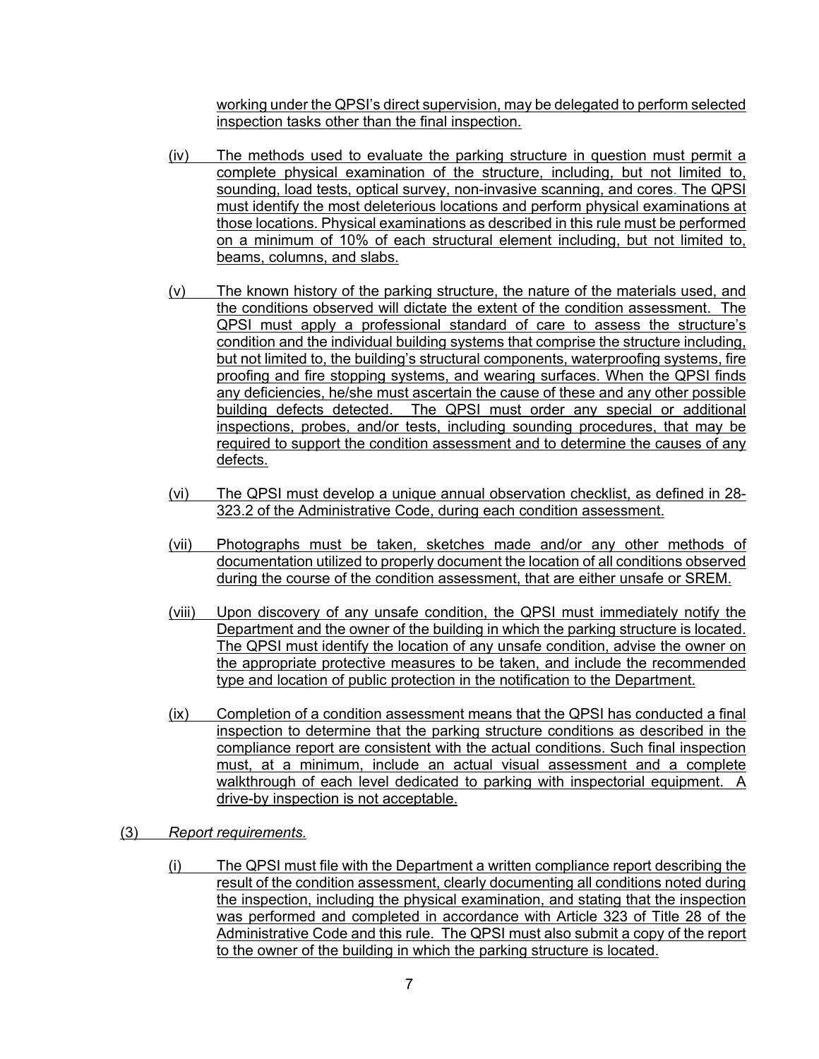working under the QPSI's direct supervision, may be delegated to perform selected inspection tasks other than the final inspection.

(iv) The methods used to evaluate the parking structure in question must permit a complete physical examination of the structure, including, but not limited to, sounding, load tests, optical survey, non-invasive scanning, and cores. The QPSI must identify the most deleterious locations and perform physical examinations at those locations. Physical examinations as described in this rule must be performed on a minimum of 10% of each structural element including, but not limited to, beams, columns, and slabs.

(v) The known history of the parking structure, the nature of the materials used, and the conditions observed will dictate the extent of the condition assessment. The QPSI must apply a professional standard of care to assess the structure's condition and the individual building systems that comprise the structure including, but not limited to, the building's structural components, waterproofing systems, fire proofing and fire stopping systems, and wearing surfaces. When the QPSI finds any deficiencies, he/she must ascertain the cause of these and any other possible building defects detected. The QPSI must order any special or additional inspections, probes, and/or tests, including sounding procedures, that may be required to support the condition assessment and to determine the causes of any defects.

(vi) The QPSI must develop a unique annual observation checklist, as defined in 28-323.2 of the Administrative Code, during each condition assessment.

(vii) Photographs must be taken, sketches made and/or any other methods of documentation utilized to properly document the location of all conditions observed during the course of the condition assessment, that are either unsafe or SREM.

(viii) Upon discovery of any unsafe condition, the QPSI must immediately notify the Department and the owner of the building in which the parking structure is located. The QPSI must identify the location of any unsafe condition, advise the owner on the appropriate protective measures to be taken, and include the recommended type and location of public protection in the notification to the Department.

(ix) Completion of a condition assessment means that the QPSI has conducted a final inspection to determine that the parking structure conditions as described in the compliance report are consistent with the actual conditions. Such final inspection must, at a minimum, include an actual visual assessment and a complete walkthrough of each level dedicated to parking with inspectorial equipment. A drive-by inspection is not acceptable.

(3) *Report requirements.*

(i) The QPSI must file with the Department a written compliance report describing the result of the condition assessment, clearly documenting all conditions noted during the inspection, including the physical examination, and stating that the inspection was performed and completed in accordance with Article 323 of Title 28 of the Administrative Code and this rule. The QPSI must also submit a copy of the report to the owner of the building in which the parking structure is located.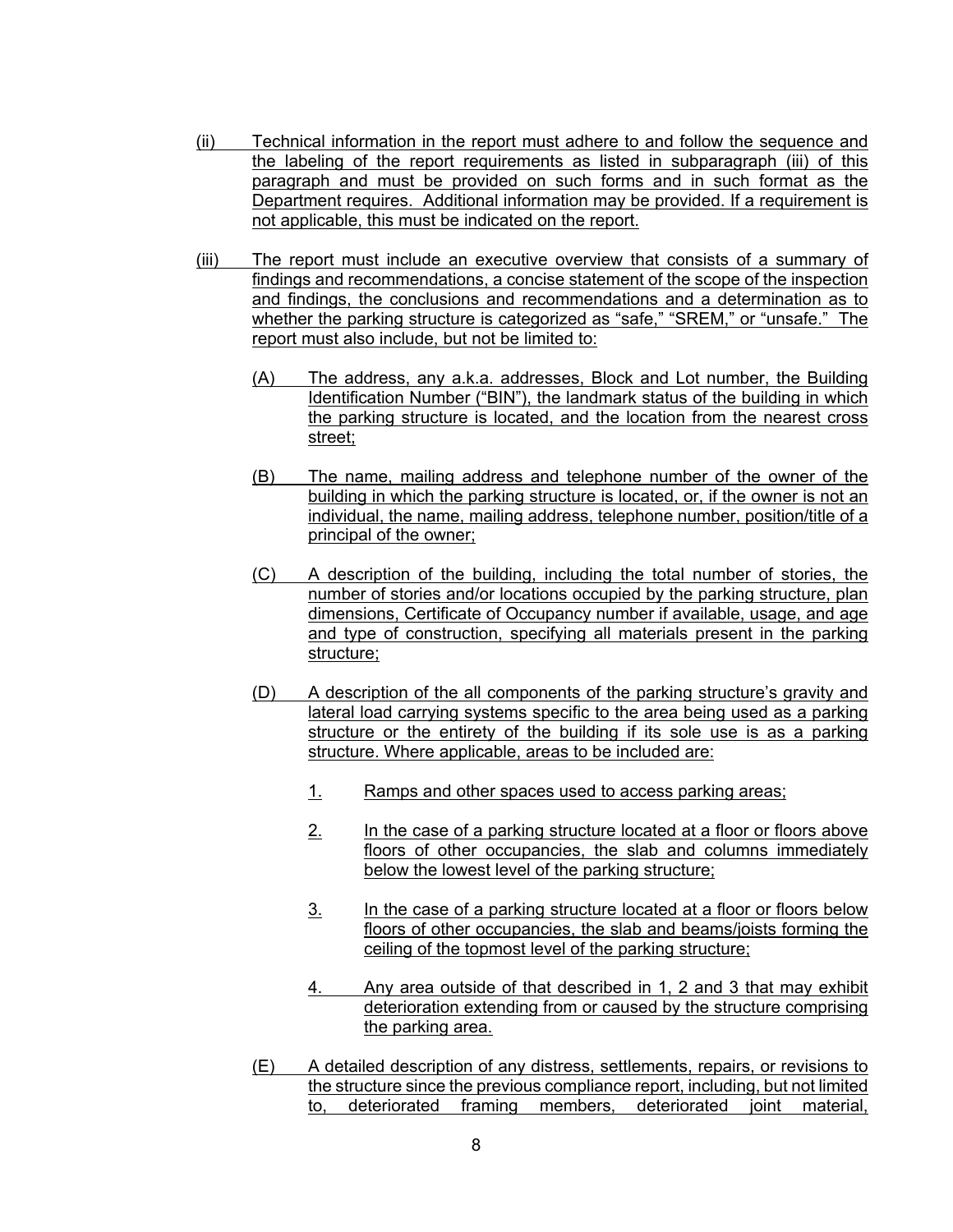(ii) Technical information in the report must adhere to and follow the sequence and the labeling of the report requirements as listed in subparagraph (iii) of this paragraph and must be provided on such forms and in such format as the Department requires. Additional information may be provided. If a requirement is not applicable, this must be indicated on the report.

(iii) The report must include an executive overview that consists of a summary of findings and recommendations, a concise statement of the scope of the inspection and findings, the conclusions and recommendations and a determination as to whether the parking structure is categorized as "safe," "SREM," or "unsafe." The report must also include, but not be limited to:

(A) The address, any a.k.a. addresses, Block and Lot number, the Building Identification Number ("BIN"), the landmark status of the building in which the parking structure is located, and the location from the nearest cross street;

(B) The name, mailing address and telephone number of the owner of the building in which the parking structure is located, or, if the owner is not an individual, the name, mailing address, telephone number, position/title of a principal of the owner;

(C) A description of the building, including the total number of stories, the number of stories and/or locations occupied by the parking structure, plan dimensions, Certificate of Occupancy number if available, usage, and age and type of construction, specifying all materials present in the parking structure;

(D) A description of the all components of the parking structure's gravity and lateral load carrying systems specific to the area being used as a parking structure or the entirety of the building if its sole use is as a parking structure. Where applicable, areas to be included are:

1. Ramps and other spaces used to access parking areas;

2. In the case of a parking structure located at a floor or floors above floors of other occupancies, the slab and columns immediately below the lowest level of the parking structure;

3. In the case of a parking structure located at a floor or floors below floors of other occupancies, the slab and beams/joists forming the ceiling of the topmost level of the parking structure;

4. Any area outside of that described in 1, 2 and 3 that may exhibit deterioration extending from or caused by the structure comprising the parking area.

(E) A detailed description of any distress, settlements, repairs, or revisions to the structure since the previous compliance report, including, but not limited to, deteriorated framing members, deteriorated joint material,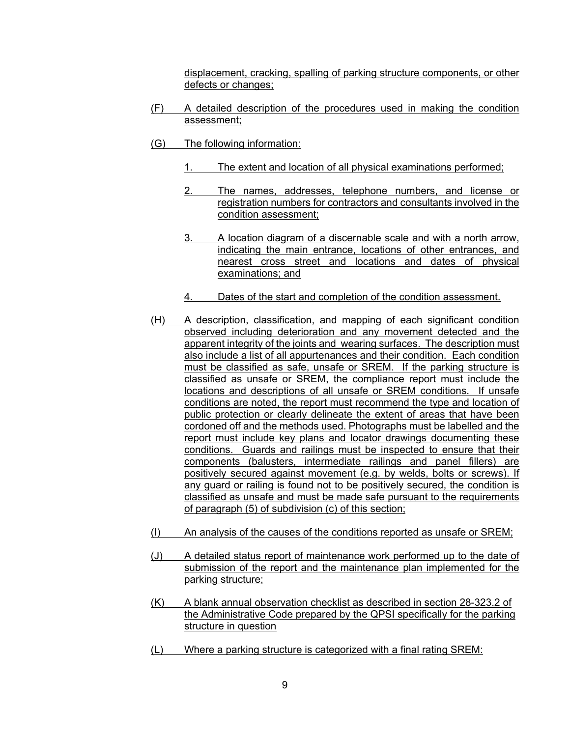displacement, cracking, spalling of parking structure components, or other defects or changes;

(F) A detailed description of the procedures used in making the condition assessment;

(G) The following information:

1. The extent and location of all physical examinations performed;

2. The names, addresses, telephone numbers, and license or registration numbers for contractors and consultants involved in the condition assessment;

3. A location diagram of a discernable scale and with a north arrow, indicating the main entrance, locations of other entrances, and nearest cross street and locations and dates of physical examinations; and

4. Dates of the start and completion of the condition assessment.

(H) A description, classification, and mapping of each significant condition observed including deterioration and any movement detected and the apparent integrity of the joints and wearing surfaces. The description must also include a list of all appurtenances and their condition. Each condition must be classified as safe, unsafe or SREM. If the parking structure is classified as unsafe or SREM, the compliance report must include the locations and descriptions of all unsafe or SREM conditions. If unsafe conditions are noted, the report must recommend the type and location of public protection or clearly delineate the extent of areas that have been cordoned off and the methods used. Photographs must be labelled and the report must include key plans and locator drawings documenting these conditions. Guards and railings must be inspected to ensure that their components (balusters, intermediate railings and panel fillers) are positively secured against movement (e.g. by welds, bolts or screws). If any guard or railing is found not to be positively secured, the condition is classified as unsafe and must be made safe pursuant to the requirements of paragraph (5) of subdivision (c) of this section;

(I) An analysis of the causes of the conditions reported as unsafe or SREM;

(J) A detailed status report of maintenance work performed up to the date of submission of the report and the maintenance plan implemented for the parking structure;

(K) A blank annual observation checklist as described in section 28-323.2 of the Administrative Code prepared by the QPSI specifically for the parking structure in question

(L) Where a parking structure is categorized with a final rating SREM: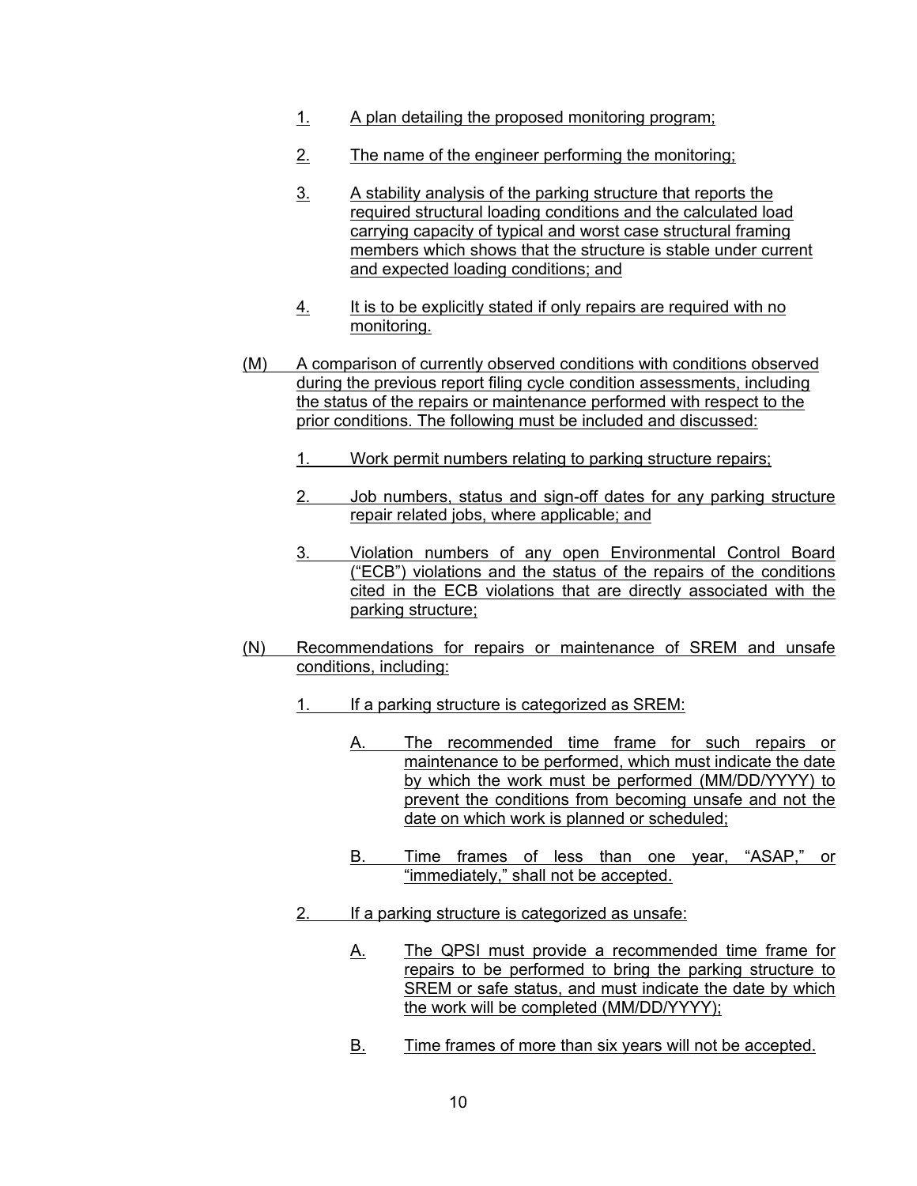1. A plan detailing the proposed monitoring program;

2. The name of the engineer performing the monitoring;

3. A stability analysis of the parking structure that reports the required structural loading conditions and the calculated load carrying capacity of typical and worst case structural framing members which shows that the structure is stable under current and expected loading conditions; and

4. It is to be explicitly stated if only repairs are required with no monitoring.

(M) A comparison of currently observed conditions with conditions observed during the previous report filing cycle condition assessments, including the status of the repairs or maintenance performed with respect to the prior conditions. The following must be included and discussed:

1. Work permit numbers relating to parking structure repairs;

2. Job numbers, status and sign-off dates for any parking structure repair related jobs, where applicable; and

3. Violation numbers of any open Environmental Control Board ("ECB") violations and the status of the repairs of the conditions cited in the ECB violations that are directly associated with the parking structure;

(N) Recommendations for repairs or maintenance of SREM and unsafe conditions, including:

1. If a parking structure is categorized as SREM:

    A. The recommended time frame for such repairs or maintenance to be performed, which must indicate the date by which the work must be performed (MM/DD/YYYY) to prevent the conditions from becoming unsafe and not the date on which work is planned or scheduled;

    B. Time frames of less than one year, "ASAP," or "immediately," shall not be accepted.

2. If a parking structure is categorized as unsafe:

    A. The QPSI must provide a recommended time frame for repairs to be performed to bring the parking structure to SREM or safe status, and must indicate the date by which the work will be completed (MM/DD/YYYY);

    B. Time frames of more than six years will not be accepted.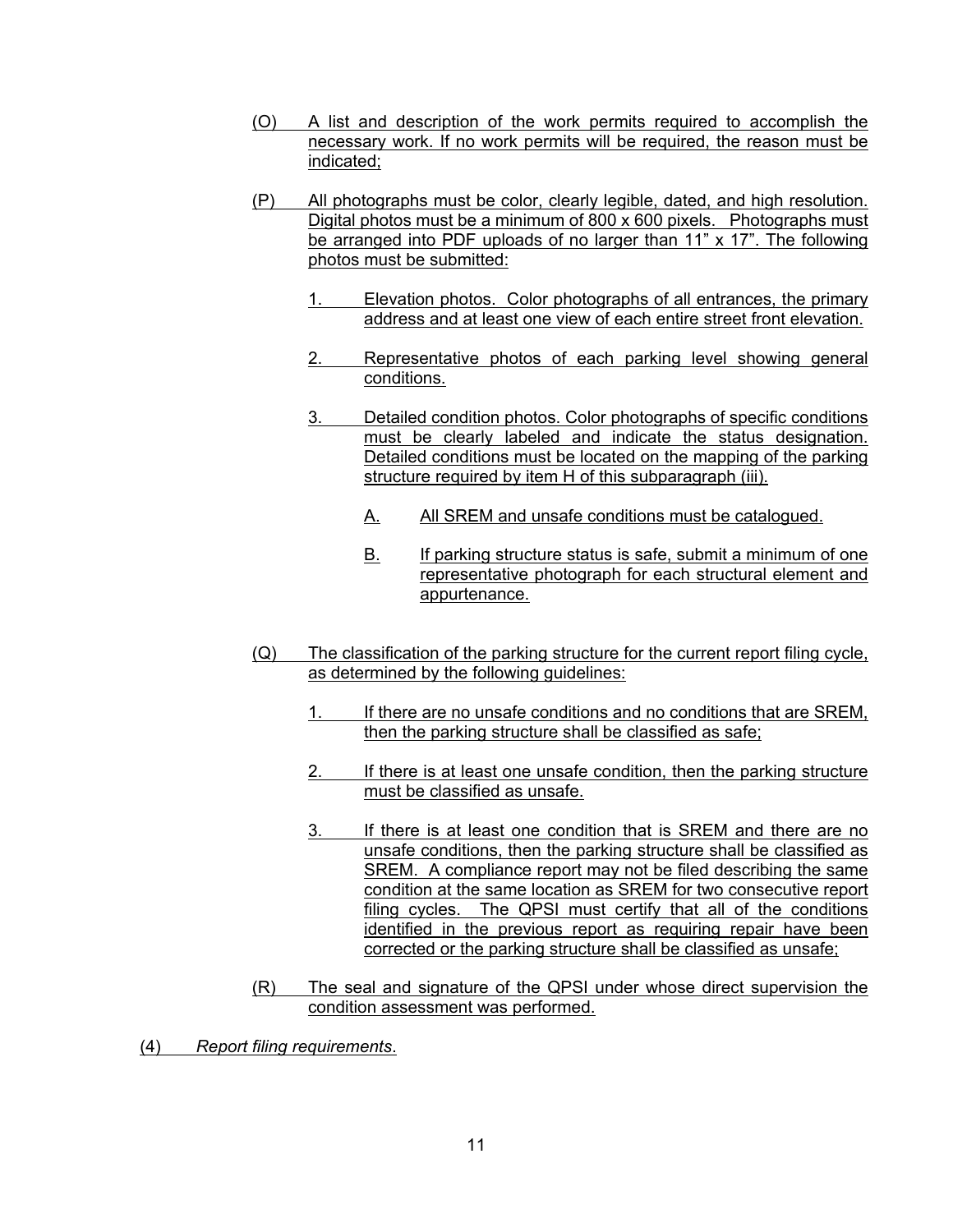(O) A list and description of the work permits required to accomplish the necessary work. If no work permits will be required, the reason must be indicated;

(P) All photographs must be color, clearly legible, dated, and high resolution. Digital photos must be a minimum of 800 x 600 pixels. Photographs must be arranged into PDF uploads of no larger than 11" x 17". The following photos must be submitted:

1. Elevation photos. Color photographs of all entrances, the primary address and at least one view of each entire street front elevation.

2. Representative photos of each parking level showing general conditions.

3. Detailed condition photos. Color photographs of specific conditions must be clearly labeled and indicate the status designation. Detailed conditions must be located on the mapping of the parking structure required by item H of this subparagraph (iii).

   A. All SREM and unsafe conditions must be catalogued.

   B. If parking structure status is safe, submit a minimum of one representative photograph for each structural element and appurtenance.

(Q) The classification of the parking structure for the current report filing cycle, as determined by the following guidelines:

1. If there are no unsafe conditions and no conditions that are SREM, then the parking structure shall be classified as safe;

2. If there is at least one unsafe condition, then the parking structure must be classified as unsafe.

3. If there is at least one condition that is SREM and there are no unsafe conditions, then the parking structure shall be classified as SREM. A compliance report may not be filed describing the same condition at the same location as SREM for two consecutive report filing cycles. The QPSI must certify that all of the conditions identified in the previous report as requiring repair have been corrected or the parking structure shall be classified as unsafe;

(R) The seal and signature of the QPSI under whose direct supervision the condition assessment was performed.

(4) *Report filing requirements*.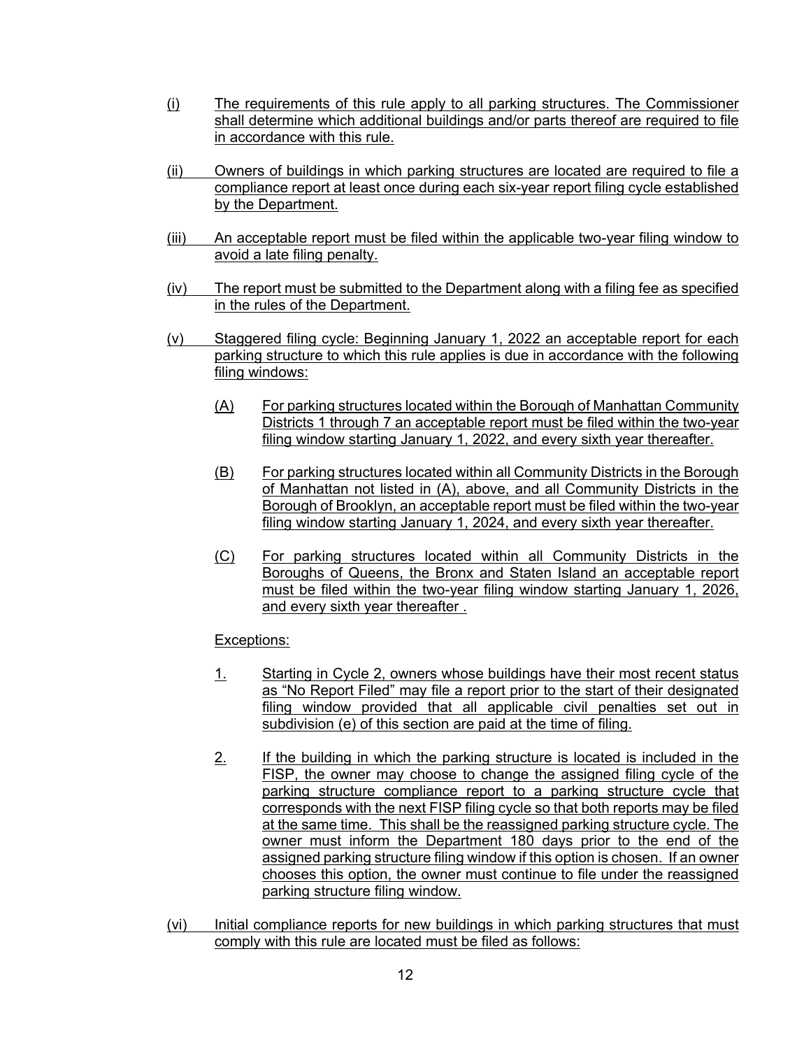(i) The requirements of this rule apply to all parking structures. The Commissioner shall determine which additional buildings and/or parts thereof are required to file in accordance with this rule.

(ii) Owners of buildings in which parking structures are located are required to file a compliance report at least once during each six-year report filing cycle established by the Department.

(iii) An acceptable report must be filed within the applicable two-year filing window to avoid a late filing penalty.

(iv) The report must be submitted to the Department along with a filing fee as specified in the rules of the Department.

(v) Staggered filing cycle: Beginning January 1, 2022 an acceptable report for each parking structure to which this rule applies is due in accordance with the following filing windows:

- (A) For parking structures located within the Borough of Manhattan Community Districts 1 through 7 an acceptable report must be filed within the two-year filing window starting January 1, 2022, and every sixth year thereafter.

- (B) For parking structures located within all Community Districts in the Borough of Manhattan not listed in (A), above, and all Community Districts in the Borough of Brooklyn, an acceptable report must be filed within the two-year filing window starting January 1, 2024, and every sixth year thereafter.

- (C) For parking structures located within all Community Districts in the Boroughs of Queens, the Bronx and Staten Island an acceptable report must be filed within the two-year filing window starting January 1, 2026, and every sixth year thereafter .

Exceptions:

1. Starting in Cycle 2, owners whose buildings have their most recent status as "No Report Filed" may file a report prior to the start of their designated filing window provided that all applicable civil penalties set out in subdivision (e) of this section are paid at the time of filing.

2. If the building in which the parking structure is located is included in the FISP, the owner may choose to change the assigned filing cycle of the parking structure compliance report to a parking structure cycle that corresponds with the next FISP filing cycle so that both reports may be filed at the same time. This shall be the reassigned parking structure cycle. The owner must inform the Department 180 days prior to the end of the assigned parking structure filing window if this option is chosen. If an owner chooses this option, the owner must continue to file under the reassigned parking structure filing window.

(vi) Initial compliance reports for new buildings in which parking structures that must comply with this rule are located must be filed as follows: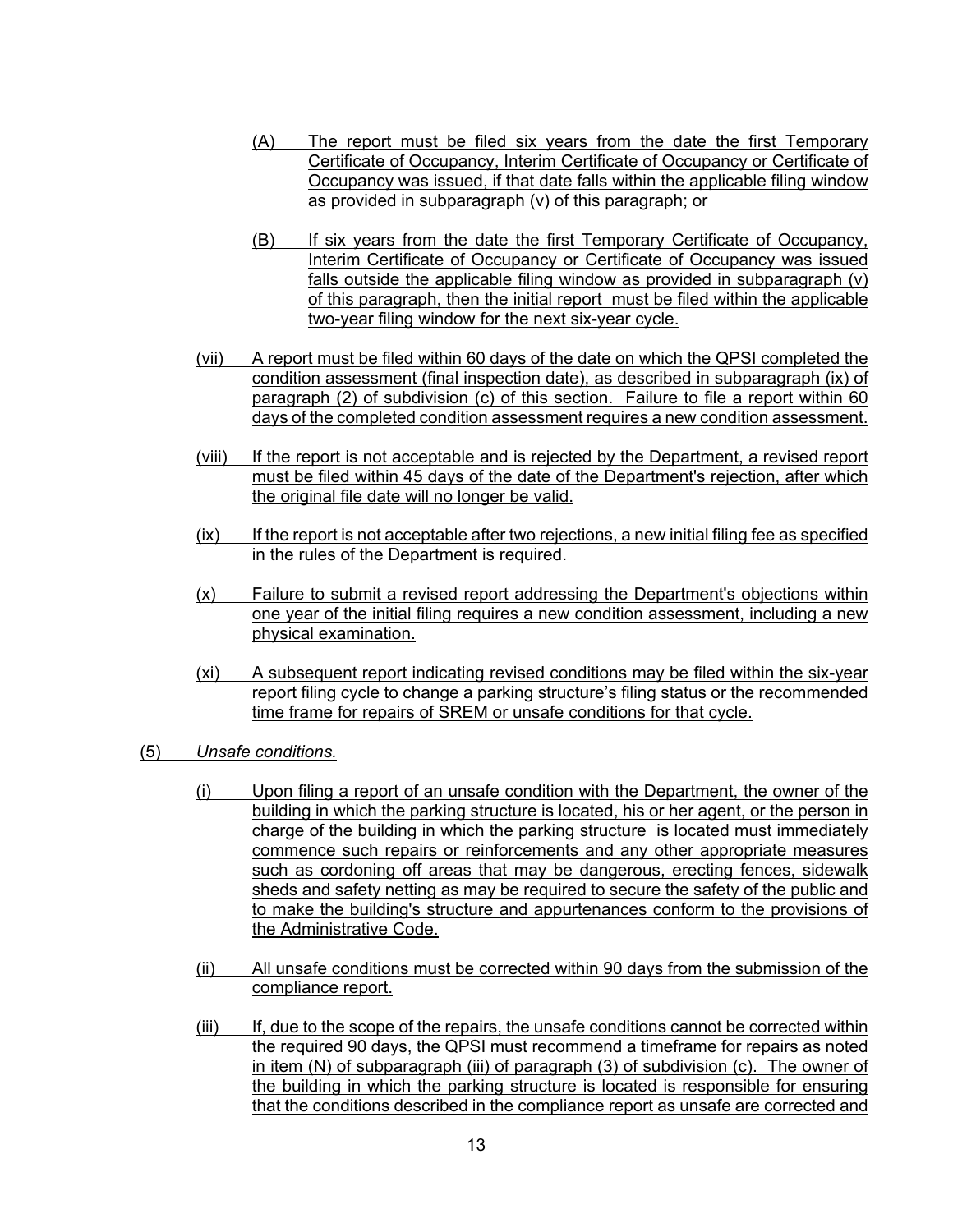(A) The report must be filed six years from the date the first Temporary Certificate of Occupancy, Interim Certificate of Occupancy or Certificate of Occupancy was issued, if that date falls within the applicable filing window as provided in subparagraph (v) of this paragraph; or

(B) If six years from the date the first Temporary Certificate of Occupancy, Interim Certificate of Occupancy or Certificate of Occupancy was issued falls outside the applicable filing window as provided in subparagraph (v) of this paragraph, then the initial report must be filed within the applicable two-year filing window for the next six-year cycle.

(vii) A report must be filed within 60 days of the date on which the QPSI completed the condition assessment (final inspection date), as described in subparagraph (ix) of paragraph (2) of subdivision (c) of this section. Failure to file a report within 60 days of the completed condition assessment requires a new condition assessment.

(viii) If the report is not acceptable and is rejected by the Department, a revised report must be filed within 45 days of the date of the Department's rejection, after which the original file date will no longer be valid.

(ix) If the report is not acceptable after two rejections, a new initial filing fee as specified in the rules of the Department is required.

(x) Failure to submit a revised report addressing the Department's objections within one year of the initial filing requires a new condition assessment, including a new physical examination.

(xi) A subsequent report indicating revised conditions may be filed within the six-year report filing cycle to change a parking structure's filing status or the recommended time frame for repairs of SREM or unsafe conditions for that cycle.

(5) *Unsafe conditions.*

(i) Upon filing a report of an unsafe condition with the Department, the owner of the building in which the parking structure is located, his or her agent, or the person in charge of the building in which the parking structure is located must immediately commence such repairs or reinforcements and any other appropriate measures such as cordoning off areas that may be dangerous, erecting fences, sidewalk sheds and safety netting as may be required to secure the safety of the public and to make the building's structure and appurtenances conform to the provisions of the Administrative Code.

(ii) All unsafe conditions must be corrected within 90 days from the submission of the compliance report.

(iii) If, due to the scope of the repairs, the unsafe conditions cannot be corrected within the required 90 days, the QPSI must recommend a timeframe for repairs as noted in item (N) of subparagraph (iii) of paragraph (3) of subdivision (c). The owner of the building in which the parking structure is located is responsible for ensuring that the conditions described in the compliance report as unsafe are corrected and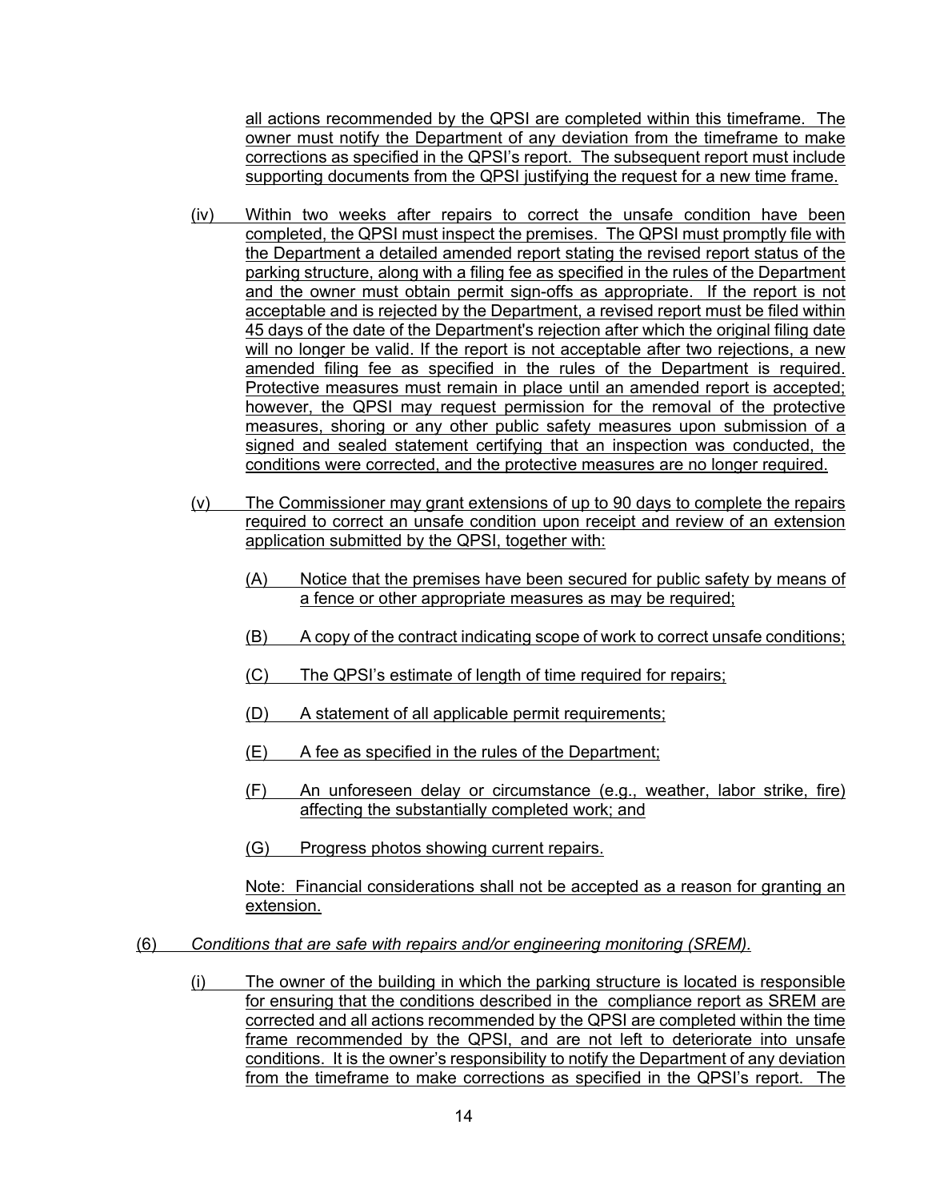all actions recommended by the QPSI are completed within this timeframe. The owner must notify the Department of any deviation from the timeframe to make corrections as specified in the QPSI's report. The subsequent report must include supporting documents from the QPSI justifying the request for a new time frame.

(iv) Within two weeks after repairs to correct the unsafe condition have been completed, the QPSI must inspect the premises. The QPSI must promptly file with the Department a detailed amended report stating the revised report status of the parking structure, along with a filing fee as specified in the rules of the Department and the owner must obtain permit sign-offs as appropriate. If the report is not acceptable and is rejected by the Department, a revised report must be filed within 45 days of the date of the Department's rejection after which the original filing date will no longer be valid. If the report is not acceptable after two rejections, a new amended filing fee as specified in the rules of the Department is required. Protective measures must remain in place until an amended report is accepted; however, the QPSI may request permission for the removal of the protective measures, shoring or any other public safety measures upon submission of a signed and sealed statement certifying that an inspection was conducted, the conditions were corrected, and the protective measures are no longer required.

(v) The Commissioner may grant extensions of up to 90 days to complete the repairs required to correct an unsafe condition upon receipt and review of an extension application submitted by the QPSI, together with:

(A) Notice that the premises have been secured for public safety by means of a fence or other appropriate measures as may be required;

(B) A copy of the contract indicating scope of work to correct unsafe conditions;

(C) The QPSI's estimate of length of time required for repairs;

(D) A statement of all applicable permit requirements;

(E) A fee as specified in the rules of the Department;

(F) An unforeseen delay or circumstance (e.g., weather, labor strike, fire) affecting the substantially completed work; and

(G) Progress photos showing current repairs.

Note: Financial considerations shall not be accepted as a reason for granting an extension.

(6) *Conditions that are safe with repairs and/or engineering monitoring (SREM).*

(i) The owner of the building in which the parking structure is located is responsible for ensuring that the conditions described in the compliance report as SREM are corrected and all actions recommended by the QPSI are completed within the time frame recommended by the QPSI, and are not left to deteriorate into unsafe conditions. It is the owner's responsibility to notify the Department of any deviation from the timeframe to make corrections as specified in the QPSI's report. The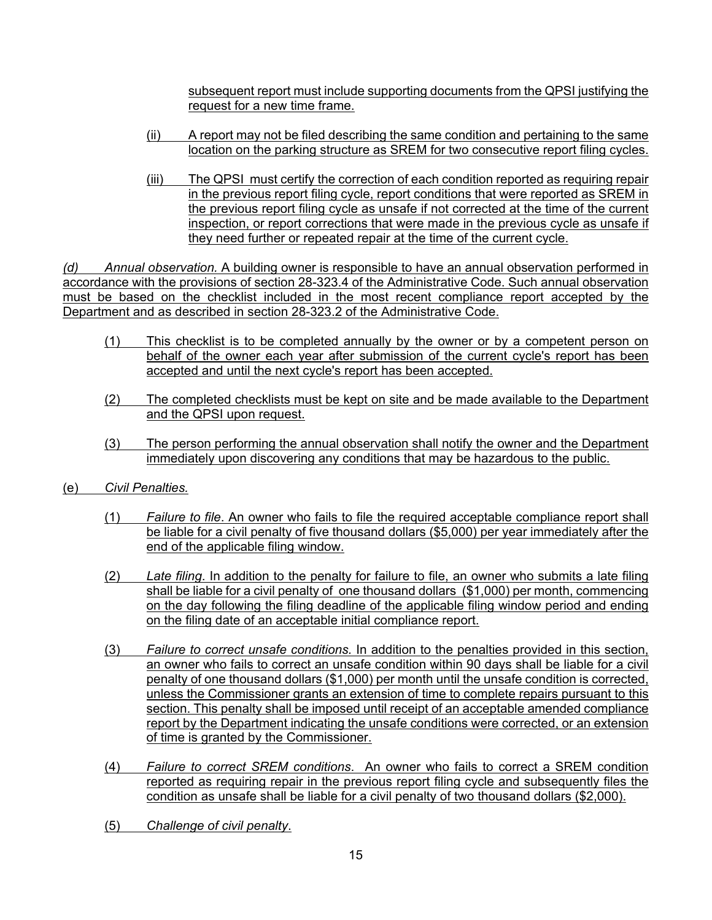subsequent report must include supporting documents from the QPSI justifying the request for a new time frame.

(ii) A report may not be filed describing the same condition and pertaining to the same location on the parking structure as SREM for two consecutive report filing cycles.

(iii) The QPSI must certify the correction of each condition reported as requiring repair in the previous report filing cycle, report conditions that were reported as SREM in the previous report filing cycle as unsafe if not corrected at the time of the current inspection, or report corrections that were made in the previous cycle as unsafe if they need further or repeated repair at the time of the current cycle.

*(d) Annual observation.* A building owner is responsible to have an annual observation performed in accordance with the provisions of section 28-323.4 of the Administrative Code. Such annual observation must be based on the checklist included in the most recent compliance report accepted by the Department and as described in section 28-323.2 of the Administrative Code.

(1) This checklist is to be completed annually by the owner or by a competent person on behalf of the owner each year after submission of the current cycle's report has been accepted and until the next cycle's report has been accepted.

(2) The completed checklists must be kept on site and be made available to the Department and the QPSI upon request.

(3) The person performing the annual observation shall notify the owner and the Department immediately upon discovering any conditions that may be hazardous to the public.

(e) *Civil Penalties.*

(1) *Failure to file*. An owner who fails to file the required acceptable compliance report shall be liable for a civil penalty of five thousand dollars ($5,000) per year immediately after the end of the applicable filing window.

(2) *Late filing*. In addition to the penalty for failure to file, an owner who submits a late filing shall be liable for a civil penalty of one thousand dollars ($1,000) per month, commencing on the day following the filing deadline of the applicable filing window period and ending on the filing date of an acceptable initial compliance report.

(3) *Failure to correct unsafe conditions.* In addition to the penalties provided in this section, an owner who fails to correct an unsafe condition within 90 days shall be liable for a civil penalty of one thousand dollars ($1,000) per month until the unsafe condition is corrected, unless the Commissioner grants an extension of time to complete repairs pursuant to this section. This penalty shall be imposed until receipt of an acceptable amended compliance report by the Department indicating the unsafe conditions were corrected, or an extension of time is granted by the Commissioner.

(4) *Failure to correct SREM conditions*. An owner who fails to correct a SREM condition reported as requiring repair in the previous report filing cycle and subsequently files the condition as unsafe shall be liable for a civil penalty of two thousand dollars ($2,000).

(5) *Challenge of civil penalty*.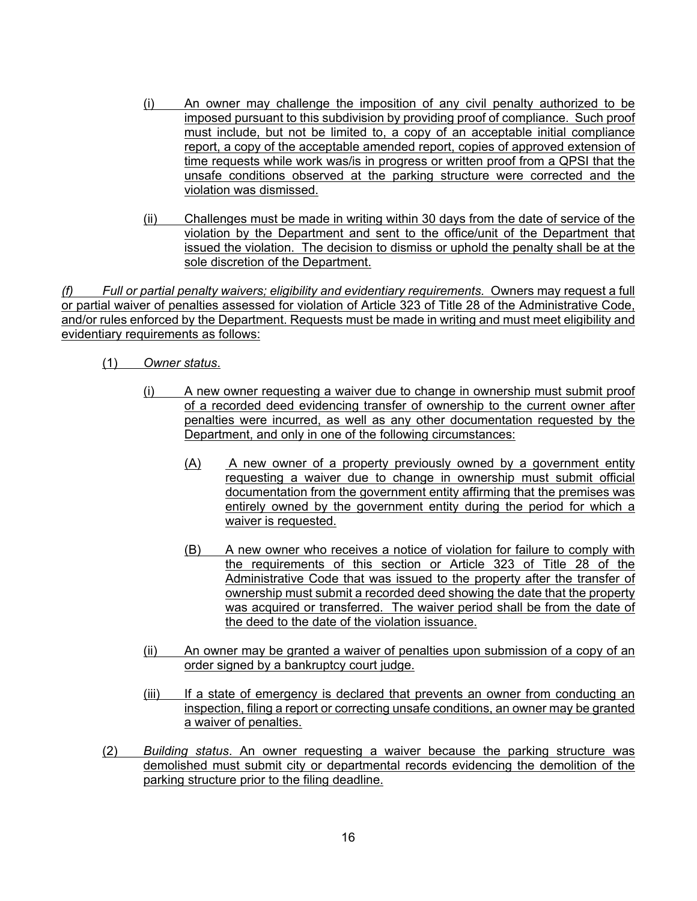(i) An owner may challenge the imposition of any civil penalty authorized to be imposed pursuant to this subdivision by providing proof of compliance. Such proof must include, but not be limited to, a copy of an acceptable initial compliance report, a copy of the acceptable amended report, copies of approved extension of time requests while work was/is in progress or written proof from a QPSI that the unsafe conditions observed at the parking structure were corrected and the violation was dismissed.

(ii) Challenges must be made in writing within 30 days from the date of service of the violation by the Department and sent to the office/unit of the Department that issued the violation. The decision to dismiss or uphold the penalty shall be at the sole discretion of the Department.

*(f) Full or partial penalty waivers; eligibility and evidentiary requirements.* Owners may request a full or partial waiver of penalties assessed for violation of Article 323 of Title 28 of the Administrative Code, and/or rules enforced by the Department. Requests must be made in writing and must meet eligibility and evidentiary requirements as follows:

(1) *Owner status*.

(i) A new owner requesting a waiver due to change in ownership must submit proof of a recorded deed evidencing transfer of ownership to the current owner after penalties were incurred, as well as any other documentation requested by the Department, and only in one of the following circumstances:

(A) A new owner of a property previously owned by a government entity requesting a waiver due to change in ownership must submit official documentation from the government entity affirming that the premises was entirely owned by the government entity during the period for which a waiver is requested.

(B) A new owner who receives a notice of violation for failure to comply with the requirements of this section or Article 323 of Title 28 of the Administrative Code that was issued to the property after the transfer of ownership must submit a recorded deed showing the date that the property was acquired or transferred. The waiver period shall be from the date of the deed to the date of the violation issuance.

(ii) An owner may be granted a waiver of penalties upon submission of a copy of an order signed by a bankruptcy court judge.

(iii) If a state of emergency is declared that prevents an owner from conducting an inspection, filing a report or correcting unsafe conditions, an owner may be granted a waiver of penalties.

(2) *Building status*. An owner requesting a waiver because the parking structure was demolished must submit city or departmental records evidencing the demolition of the parking structure prior to the filing deadline.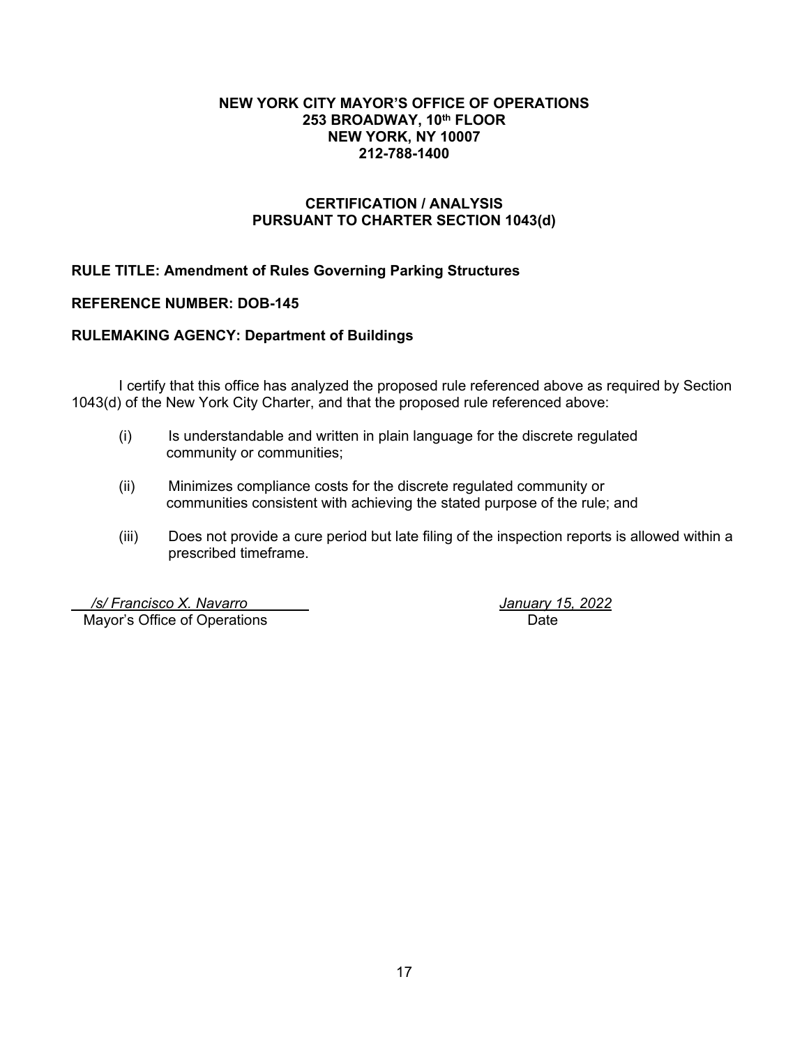**NEW YORK CITY MAYOR'S OFFICE OF OPERATIONS**
**253 BROADWAY, 10th FLOOR**
**NEW YORK, NY 10007**
**212-788-1400**

**CERTIFICATION / ANALYSIS**
**PURSUANT TO CHARTER SECTION 1043(d)**

**RULE TITLE: Amendment of Rules Governing Parking Structures**

**REFERENCE NUMBER: DOB-145**

**RULEMAKING AGENCY: Department of Buildings**

I certify that this office has analyzed the proposed rule referenced above as required by Section 1043(d) of the New York City Charter, and that the proposed rule referenced above:

(i) Is understandable and written in plain language for the discrete regulated community or communities;

(ii) Minimizes compliance costs for the discrete regulated community or communities consistent with achieving the stated purpose of the rule; and

(iii) Does not provide a cure period but late filing of the inspection reports is allowed within a prescribed timeframe.

*/s/ Francisco X. Navarro* — *January 15, 2022*

Mayor's Office of Operations — Date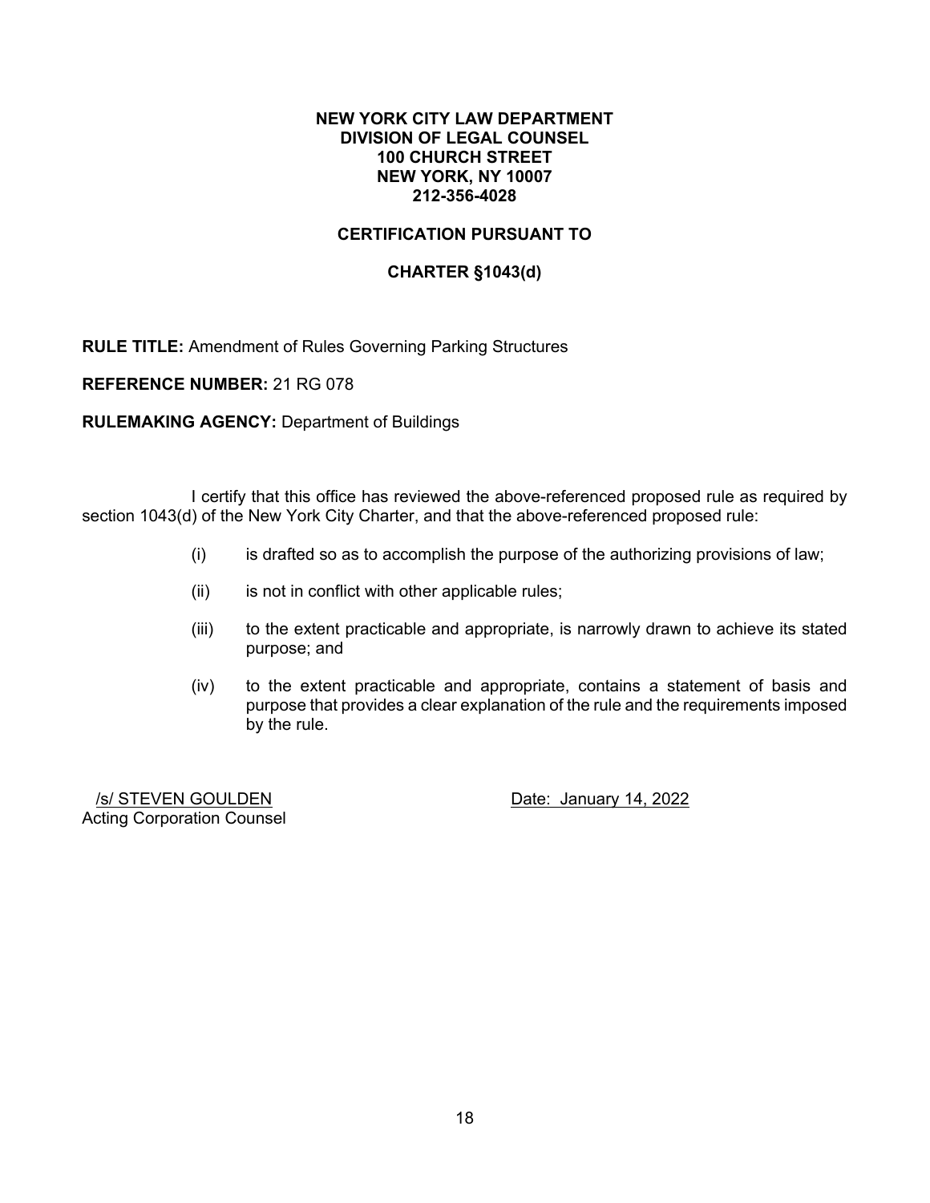**NEW YORK CITY LAW DEPARTMENT**
**DIVISION OF LEGAL COUNSEL**
**100 CHURCH STREET**
**NEW YORK, NY 10007**
**212-356-4028**

**CERTIFICATION PURSUANT TO**

**CHARTER §1043(d)**

**RULE TITLE:** Amendment of Rules Governing Parking Structures

**REFERENCE NUMBER:** 21 RG 078

**RULEMAKING AGENCY:** Department of Buildings

I certify that this office has reviewed the above-referenced proposed rule as required by section 1043(d) of the New York City Charter, and that the above-referenced proposed rule:

(i) is drafted so as to accomplish the purpose of the authorizing provisions of law;

(ii) is not in conflict with other applicable rules;

(iii) to the extent practicable and appropriate, is narrowly drawn to achieve its stated purpose; and

(iv) to the extent practicable and appropriate, contains a statement of basis and purpose that provides a clear explanation of the rule and the requirements imposed by the rule.

/s/ STEVEN GOULDEN
Acting Corporation Counsel

Date: January 14, 2022